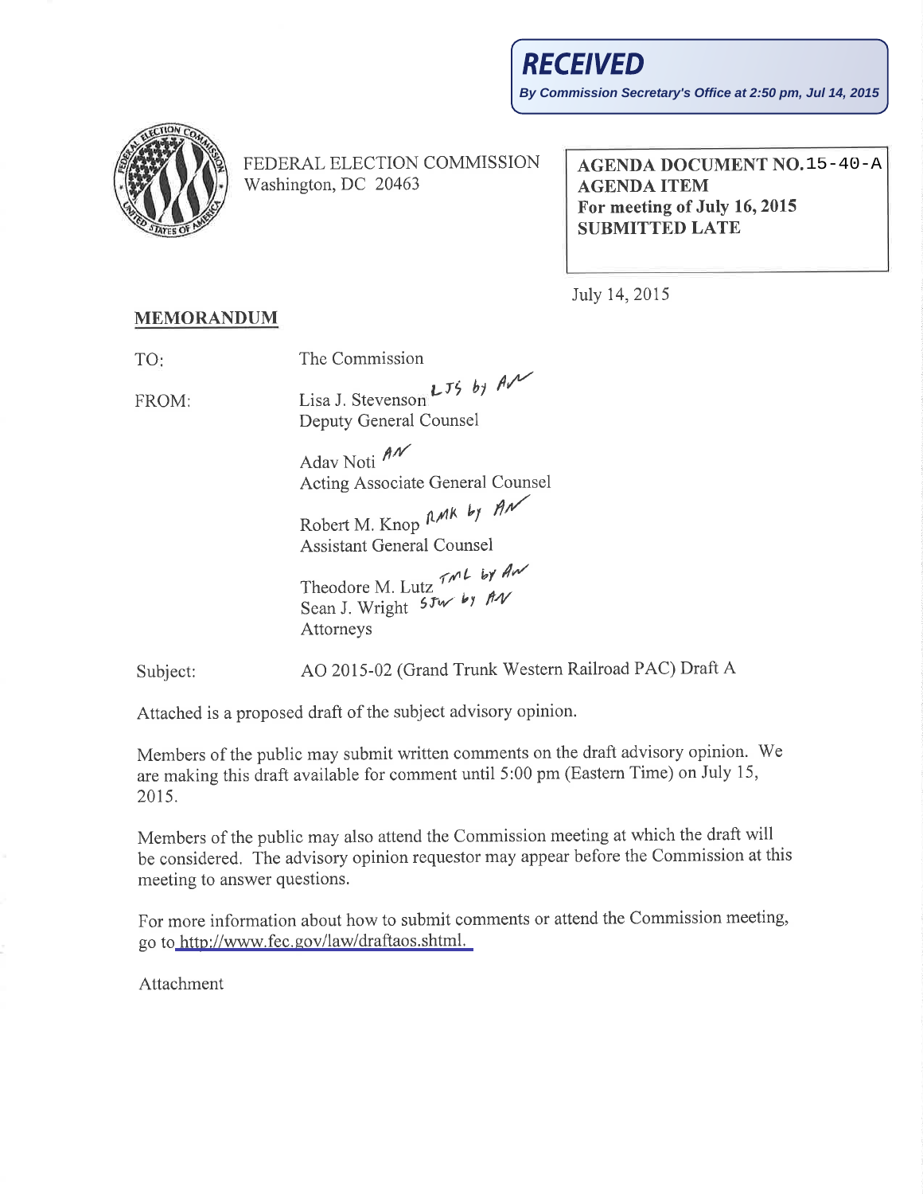**RECEIVED**

**By Commission Secretary's Office at 2:50 pm, Jul 14, 2015**

FEDERAL ELECTION COMMISSION
Washington, DC 20463

**AGENDA DOCUMENT NO. 15-40-A**
**AGENDA ITEM**
**For meeting of July 16, 2015**
**SUBMITTED LATE**

July 14, 2015

## MEMORANDUM

TO: The Commission

FROM: Lisa J. Stevenson *LJS by AN*
Deputy General Counsel

Adav Noti *AN*
Acting Associate General Counsel

Robert M. Knop *RMK by AN*
Assistant General Counsel

Theodore M. Lutz *TML by AN*
Sean J. Wright *SJW by AN*
Attorneys

Subject: AO 2015-02 (Grand Trunk Western Railroad PAC) Draft A

Attached is a proposed draft of the subject advisory opinion.

Members of the public may submit written comments on the draft advisory opinion. We are making this draft available for comment until 5:00 pm (Eastern Time) on July 15, 2015.

Members of the public may also attend the Commission meeting at which the draft will be considered. The advisory opinion requestor may appear before the Commission at this meeting to answer questions.

For more information about how to submit comments or attend the Commission meeting, go to http://www.fec.gov/law/draftaos.shtml.

Attachment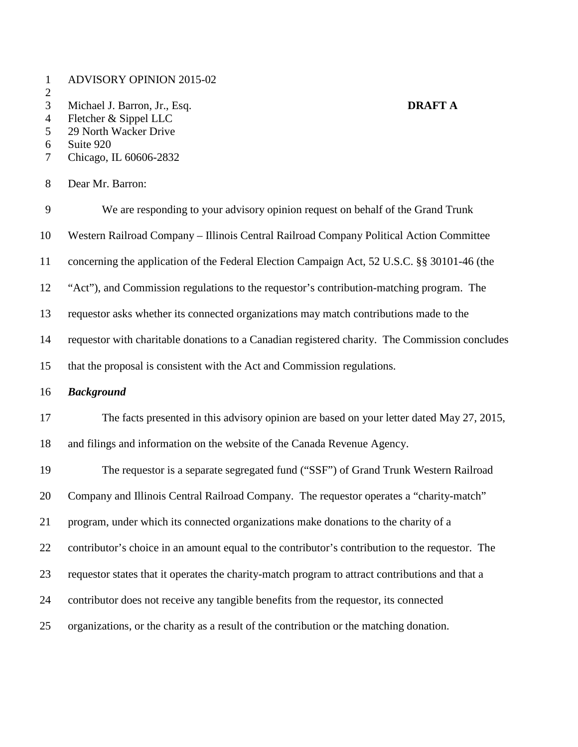ADVISORY OPINION 2015-02

Michael J. Barron, Jr., Esq. **DRAFT A**
Fletcher & Sippel LLC
29 North Wacker Drive
Suite 920
Chicago, IL 60606-2832

Dear Mr. Barron:

We are responding to your advisory opinion request on behalf of the Grand Trunk Western Railroad Company – Illinois Central Railroad Company Political Action Committee concerning the application of the Federal Election Campaign Act, 52 U.S.C. §§ 30101-46 (the "Act"), and Commission regulations to the requestor's contribution-matching program. The requestor asks whether its connected organizations may match contributions made to the requestor with charitable donations to a Canadian registered charity. The Commission concludes that the proposal is consistent with the Act and Commission regulations.

***Background***

The facts presented in this advisory opinion are based on your letter dated May 27, 2015, and filings and information on the website of the Canada Revenue Agency.

The requestor is a separate segregated fund ("SSF") of Grand Trunk Western Railroad Company and Illinois Central Railroad Company. The requestor operates a "charity-match" program, under which its connected organizations make donations to the charity of a contributor's choice in an amount equal to the contributor's contribution to the requestor. The requestor states that it operates the charity-match program to attract contributions and that a contributor does not receive any tangible benefits from the requestor, its connected organizations, or the charity as a result of the contribution or the matching donation.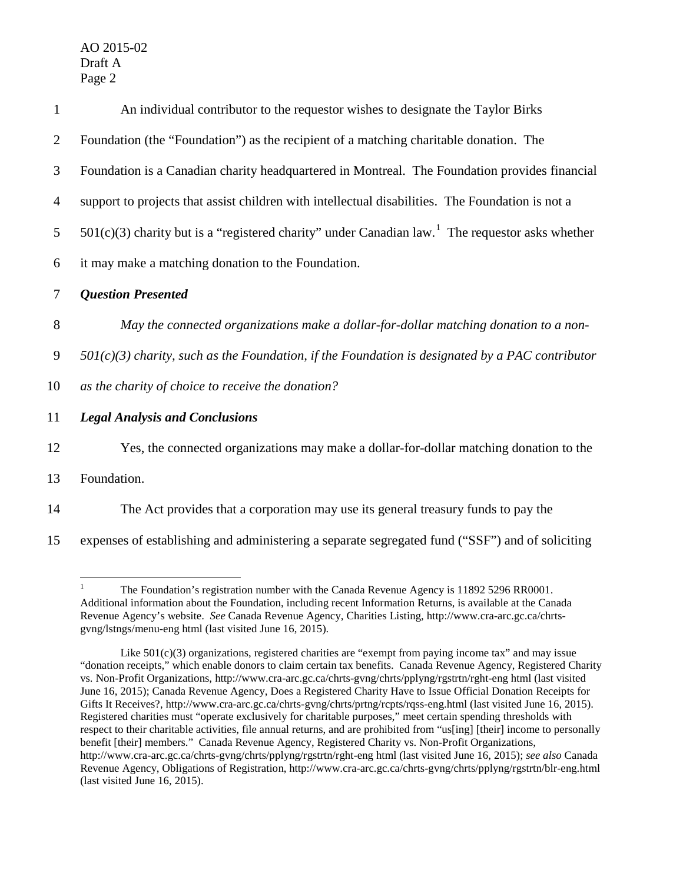An individual contributor to the requestor wishes to designate the Taylor Birks Foundation (the "Foundation") as the recipient of a matching charitable donation. The Foundation is a Canadian charity headquartered in Montreal. The Foundation provides financial support to projects that assist children with intellectual disabilities. The Foundation is not a 501(c)(3) charity but is a "registered charity" under Canadian law.[1] The requestor asks whether it may make a matching donation to the Foundation.

***Question Presented***

*May the connected organizations make a dollar-for-dollar matching donation to a non-501(c)(3) charity, such as the Foundation, if the Foundation is designated by a PAC contributor as the charity of choice to receive the donation?*

***Legal Analysis and Conclusions***

Yes, the connected organizations may make a dollar-for-dollar matching donation to the Foundation.

The Act provides that a corporation may use its general treasury funds to pay the expenses of establishing and administering a separate segregated fund ("SSF") and of soliciting

---

[1] The Foundation's registration number with the Canada Revenue Agency is 11892 5296 RR0001. Additional information about the Foundation, including recent Information Returns, is available at the Canada Revenue Agency's website. *See* Canada Revenue Agency, Charities Listing, http://www.cra-arc.gc.ca/chrts-gvng/lstngs/menu-eng html (last visited June 16, 2015).

Like 501(c)(3) organizations, registered charities are "exempt from paying income tax" and may issue "donation receipts," which enable donors to claim certain tax benefits. Canada Revenue Agency, Registered Charity vs. Non-Profit Organizations, http://www.cra-arc.gc.ca/chrts-gvng/chrts/pplyng/rgstrtn/rght-eng html (last visited June 16, 2015); Canada Revenue Agency, Does a Registered Charity Have to Issue Official Donation Receipts for Gifts It Receives?, http://www.cra-arc.gc.ca/chrts-gvng/chrts/prtng/rcpts/rqss-eng.html (last visited June 16, 2015). Registered charities must "operate exclusively for charitable purposes," meet certain spending thresholds with respect to their charitable activities, file annual returns, and are prohibited from "us[ing] [their] income to personally benefit [their] members." Canada Revenue Agency, Registered Charity vs. Non-Profit Organizations, http://www.cra-arc.gc.ca/chrts-gvng/chrts/pplyng/rgstrtn/rght-eng html (last visited June 16, 2015); *see also* Canada Revenue Agency, Obligations of Registration, http://www.cra-arc.gc.ca/chrts-gvng/chrts/pplyng/rgstrtn/blr-eng.html (last visited June 16, 2015).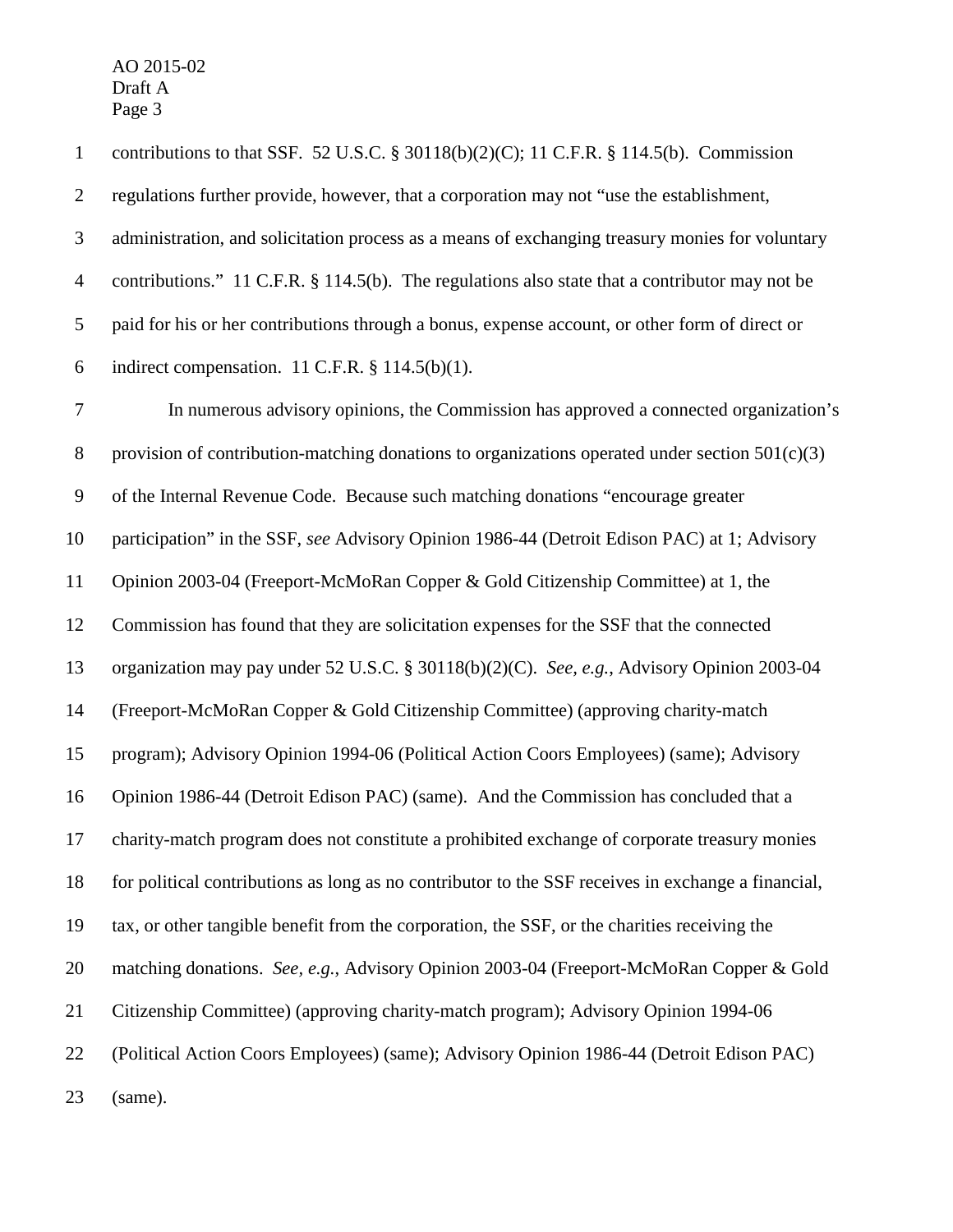contributions to that SSF. 52 U.S.C. § 30118(b)(2)(C); 11 C.F.R. § 114.5(b). Commission regulations further provide, however, that a corporation may not "use the establishment, administration, and solicitation process as a means of exchanging treasury monies for voluntary contributions." 11 C.F.R. § 114.5(b). The regulations also state that a contributor may not be paid for his or her contributions through a bonus, expense account, or other form of direct or indirect compensation. 11 C.F.R. § 114.5(b)(1).

In numerous advisory opinions, the Commission has approved a connected organization's provision of contribution-matching donations to organizations operated under section 501(c)(3) of the Internal Revenue Code. Because such matching donations "encourage greater participation" in the SSF, *see* Advisory Opinion 1986-44 (Detroit Edison PAC) at 1; Advisory Opinion 2003-04 (Freeport-McMoRan Copper & Gold Citizenship Committee) at 1, the Commission has found that they are solicitation expenses for the SSF that the connected organization may pay under 52 U.S.C. § 30118(b)(2)(C). *See, e.g.*, Advisory Opinion 2003-04 (Freeport-McMoRan Copper & Gold Citizenship Committee) (approving charity-match program); Advisory Opinion 1994-06 (Political Action Coors Employees) (same); Advisory Opinion 1986-44 (Detroit Edison PAC) (same). And the Commission has concluded that a charity-match program does not constitute a prohibited exchange of corporate treasury monies for political contributions as long as no contributor to the SSF receives in exchange a financial, tax, or other tangible benefit from the corporation, the SSF, or the charities receiving the matching donations. *See, e.g.*, Advisory Opinion 2003-04 (Freeport-McMoRan Copper & Gold Citizenship Committee) (approving charity-match program); Advisory Opinion 1994-06 (Political Action Coors Employees) (same); Advisory Opinion 1986-44 (Detroit Edison PAC) (same).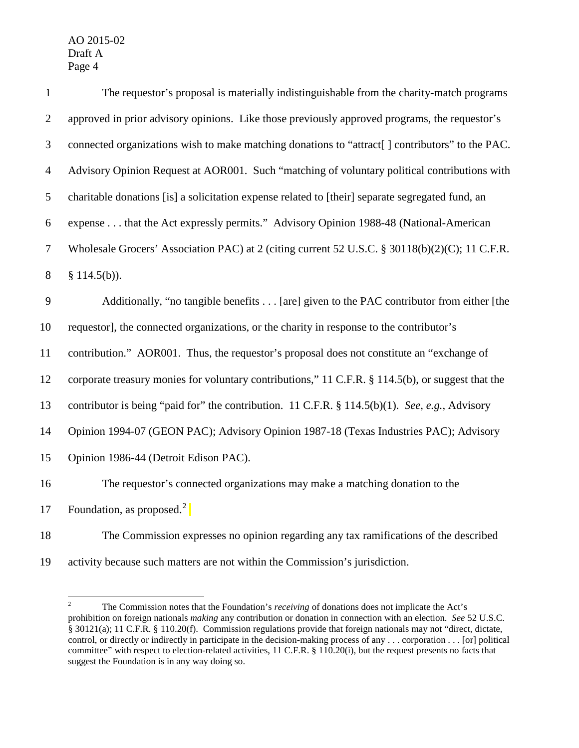The requestor's proposal is materially indistinguishable from the charity-match programs approved in prior advisory opinions. Like those previously approved programs, the requestor's connected organizations wish to make matching donations to "attract[ ] contributors" to the PAC. Advisory Opinion Request at AOR001. Such "matching of voluntary political contributions with charitable donations [is] a solicitation expense related to [their] separate segregated fund, an expense . . . that the Act expressly permits." Advisory Opinion 1988-48 (National-American Wholesale Grocers' Association PAC) at 2 (citing current 52 U.S.C. § 30118(b)(2)(C); 11 C.F.R. § 114.5(b)).

Additionally, "no tangible benefits . . . [are] given to the PAC contributor from either [the requestor], the connected organizations, or the charity in response to the contributor's contribution." AOR001. Thus, the requestor's proposal does not constitute an "exchange of corporate treasury monies for voluntary contributions," 11 C.F.R. § 114.5(b), or suggest that the contributor is being "paid for" the contribution. 11 C.F.R. § 114.5(b)(1). *See, e.g.*, Advisory Opinion 1994-07 (GEON PAC); Advisory Opinion 1987-18 (Texas Industries PAC); Advisory Opinion 1986-44 (Detroit Edison PAC).

The requestor's connected organizations may make a matching donation to the Foundation, as proposed.[2]

The Commission expresses no opinion regarding any tax ramifications of the described activity because such matters are not within the Commission's jurisdiction.

---

[2] The Commission notes that the Foundation's *receiving* of donations does not implicate the Act's prohibition on foreign nationals *making* any contribution or donation in connection with an election. *See* 52 U.S.C. § 30121(a); 11 C.F.R. § 110.20(f). Commission regulations provide that foreign nationals may not "direct, dictate, control, or directly or indirectly in participate in the decision-making process of any . . . corporation . . . [or] political committee" with respect to election-related activities, 11 C.F.R. § 110.20(i), but the request presents no facts that suggest the Foundation is in any way doing so.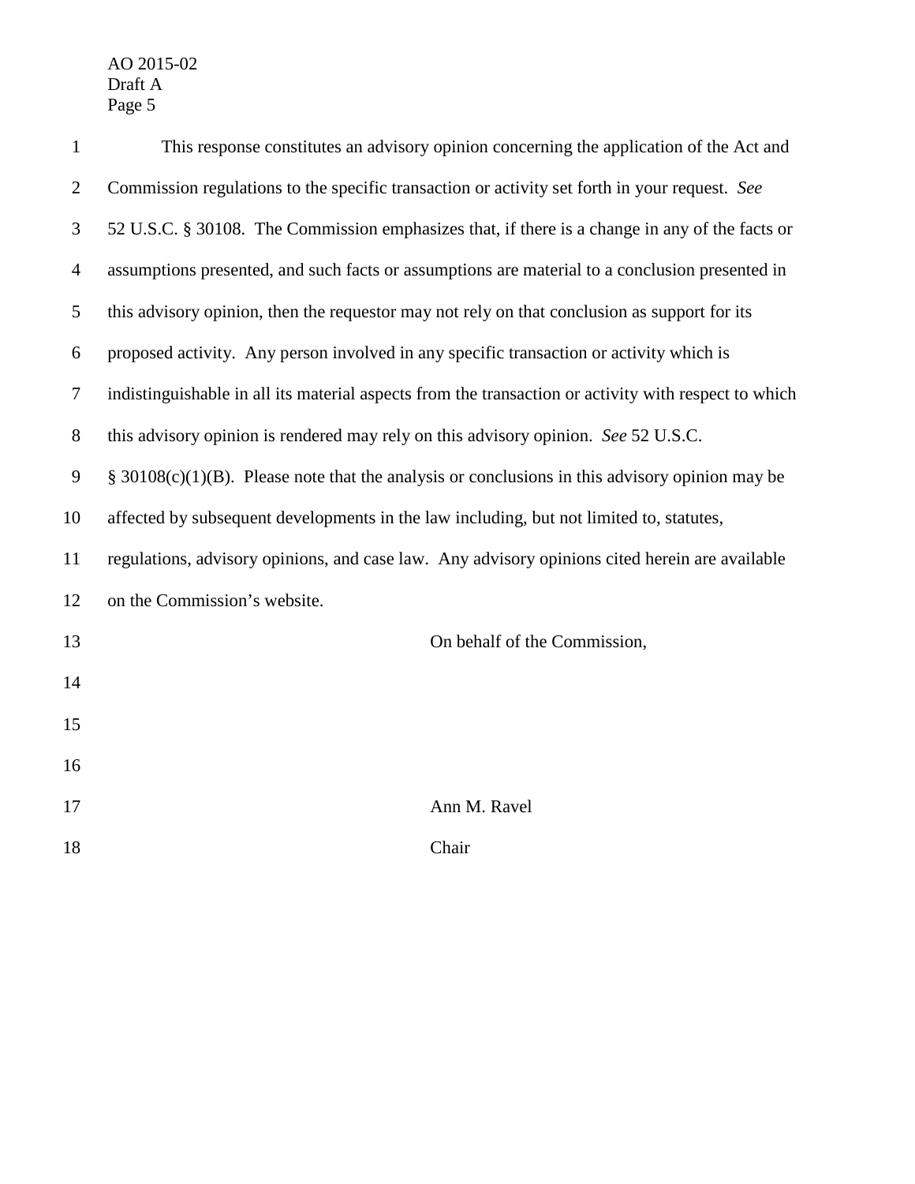This response constitutes an advisory opinion concerning the application of the Act and Commission regulations to the specific transaction or activity set forth in your request. *See* 52 U.S.C. § 30108. The Commission emphasizes that, if there is a change in any of the facts or assumptions presented, and such facts or assumptions are material to a conclusion presented in this advisory opinion, then the requestor may not rely on that conclusion as support for its proposed activity. Any person involved in any specific transaction or activity which is indistinguishable in all its material aspects from the transaction or activity with respect to which this advisory opinion is rendered may rely on this advisory opinion. *See* 52 U.S.C. § 30108(c)(1)(B). Please note that the analysis or conclusions in this advisory opinion may be affected by subsequent developments in the law including, but not limited to, statutes, regulations, advisory opinions, and case law. Any advisory opinions cited herein are available on the Commission's website.

On behalf of the Commission,

Ann M. Ravel
Chair